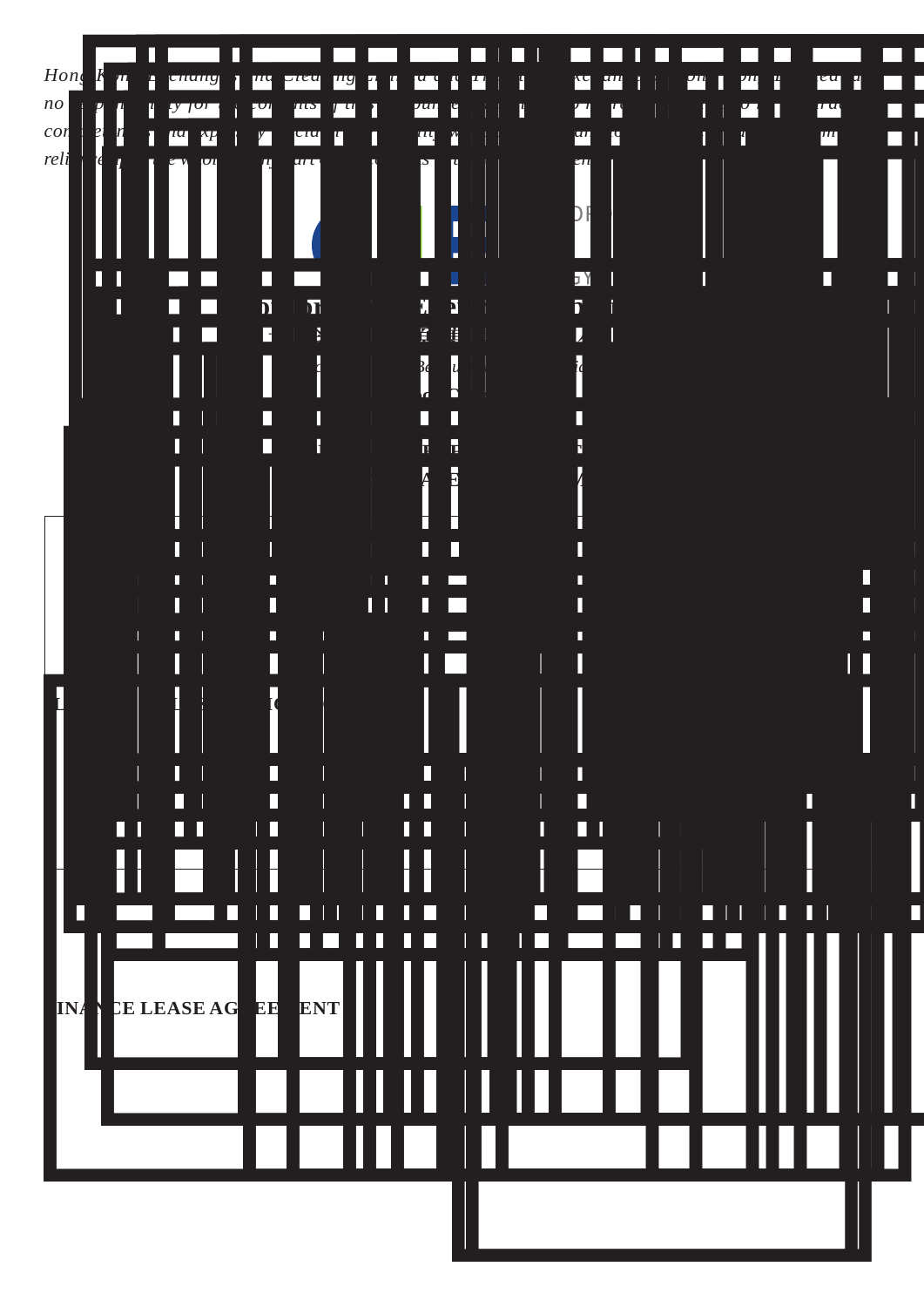*Hong Kong Exchanges and Clearing Limited and The Stock Exchange of Hong Kong Limited take no responsibility for the contents of this announcement, make no representation as to its accuracy or completeness and expressly disclaim any liability whatsoever for any loss howsoever arising from or in reliance upon the whole or any part of the contents of this announcement.*

**FINANCE LEASE AGREEMENT**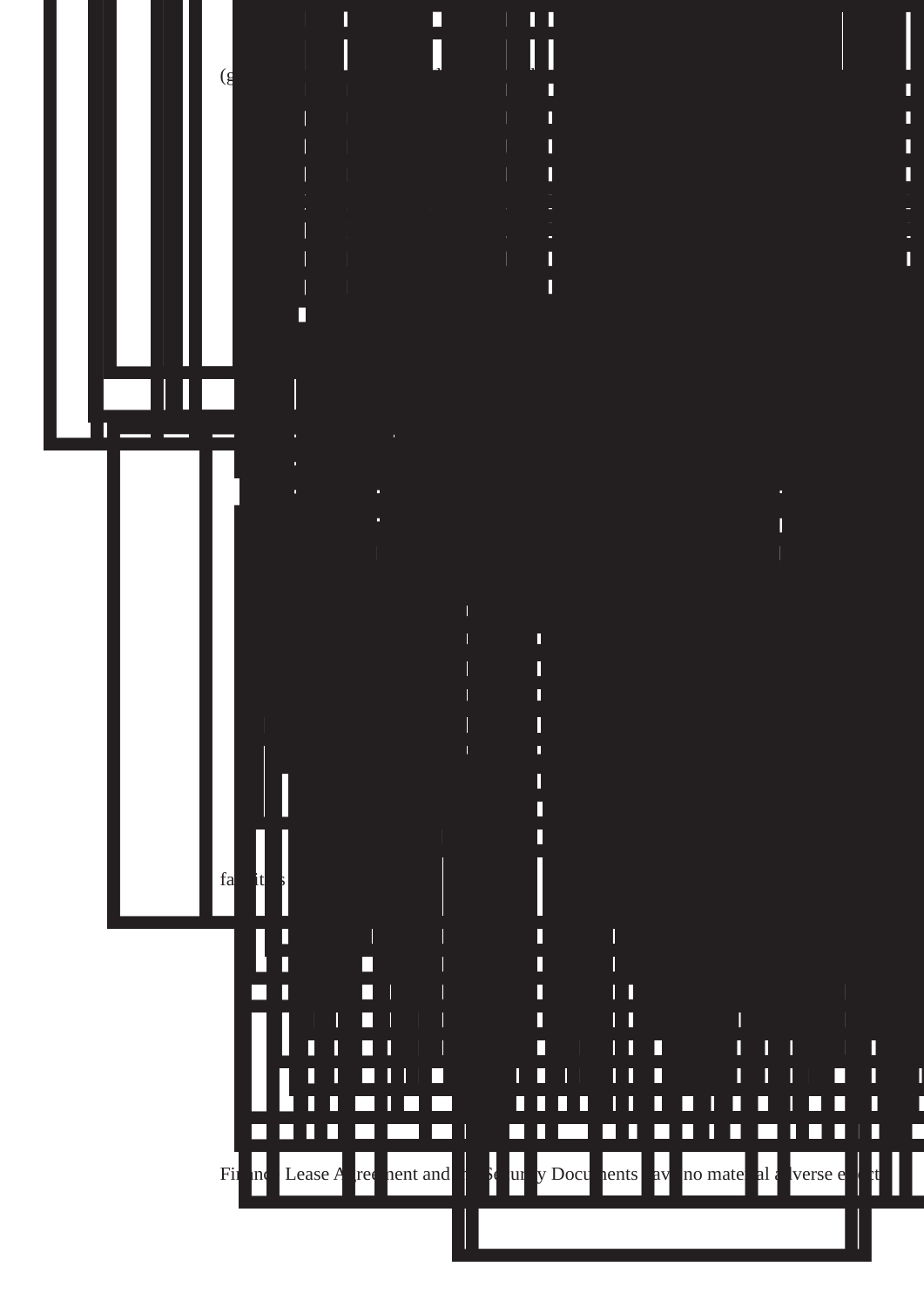(g

fa  it s

Fi  nc  Lease A  ree  ent and  Se  ur  y Docu  ents  av  no mate  al  verse e  ect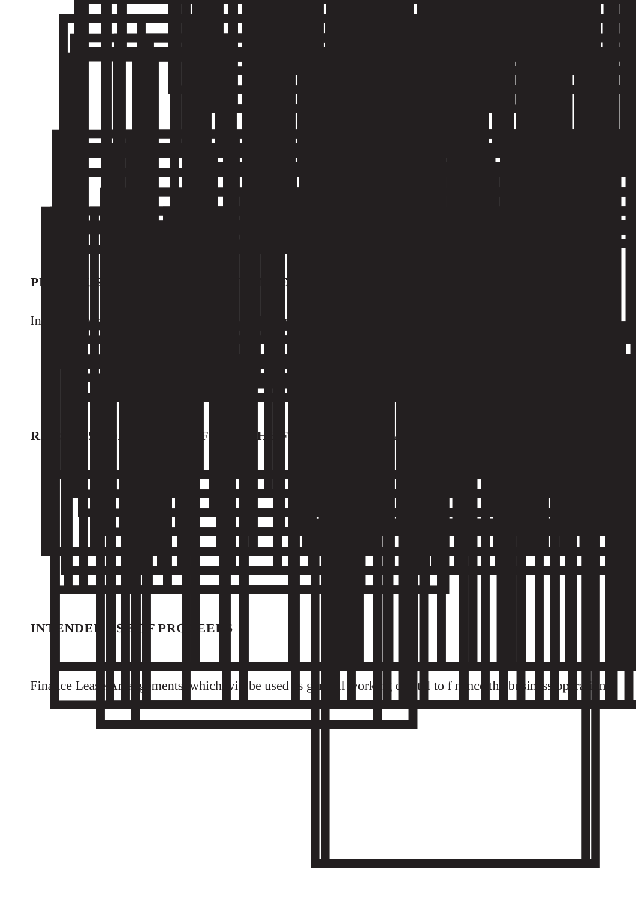## INTENDED USE OF PROCEEDS

Finance Lease Arrangements which will be used as general working capital to finance the business operations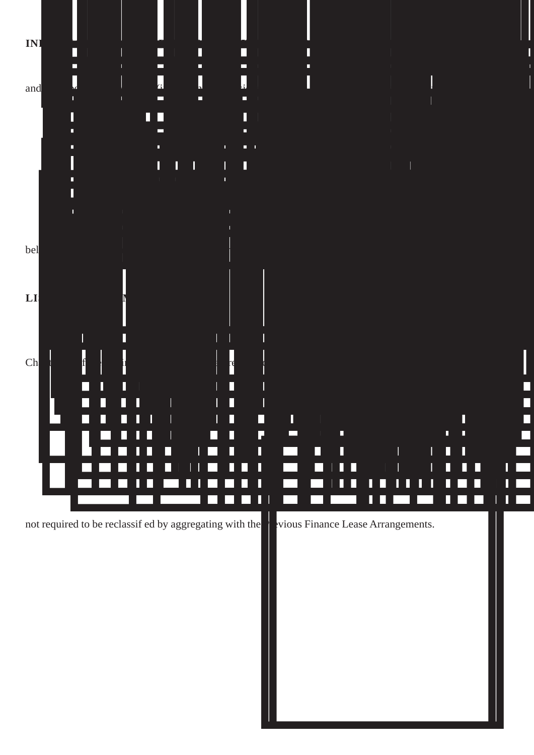**INI**

and

bel

**LI**

Ch

not required to be reclassif ed by aggregating with the evious Finance Lease Arrangements.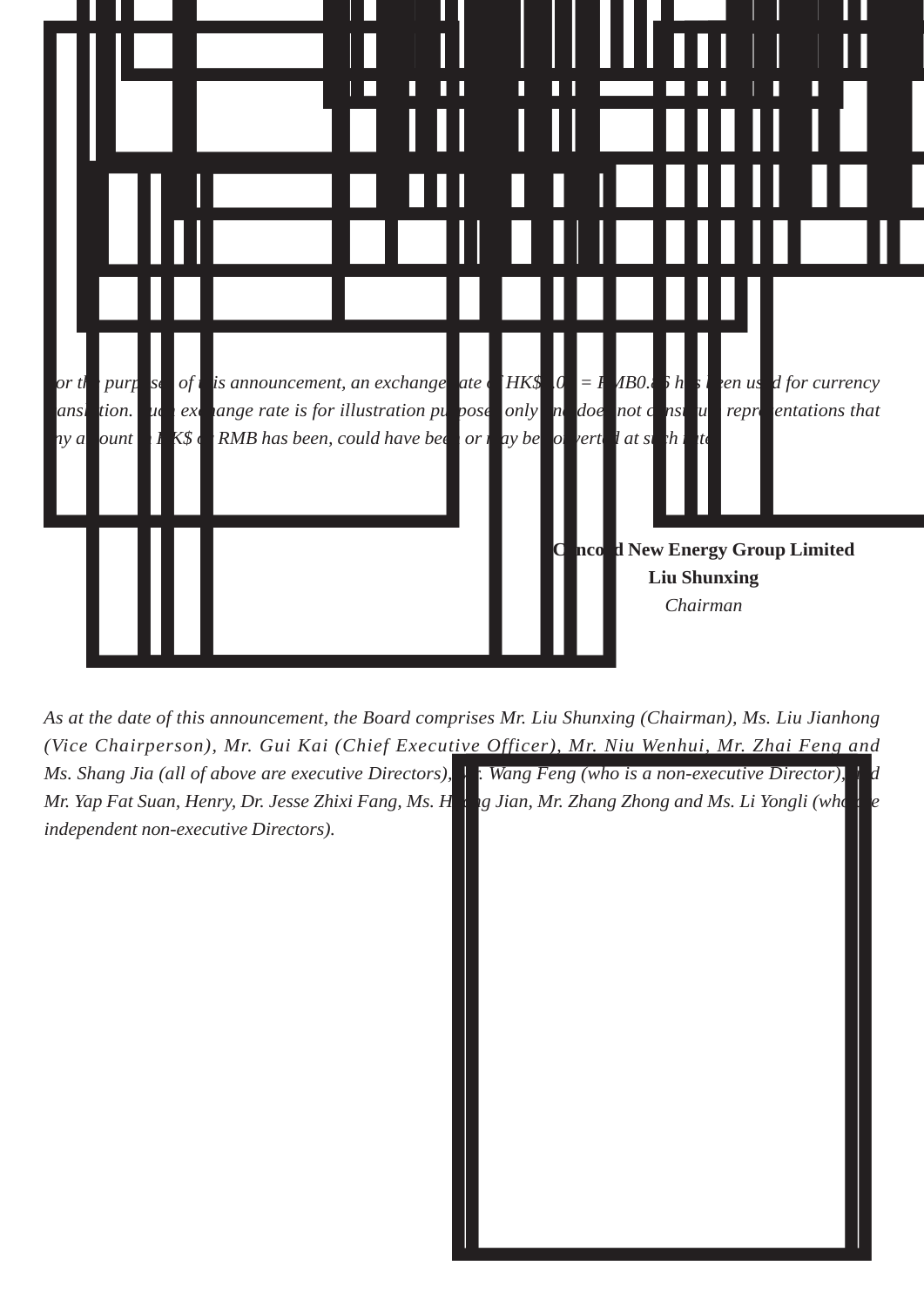*For the purposes of this announcement, an exchange rate of HK$1.00 = RMB0.86 has been used for currency translation. Such exchange rate is for illustration purposes only and does not constitute representations that any amount in HK$ or RMB has been, could have been or may be converted at such rate.*

**Concord New Energy Group Limited**
**Liu Shunxing**
*Chairman*

*As at the date of this announcement, the Board comprises Mr. Liu Shunxing (Chairman), Ms. Liu Jianhong (Vice Chairperson), Mr. Gui Kai (Chief Executive Officer), Mr. Niu Wenhui, Mr. Zhai Feng and Ms. Shang Jia (all of above are executive Directors), Mr. Wang Feng (who is a non-executive Director), and Mr. Yap Fat Suan, Henry, Dr. Jesse Zhixi Fang, Ms. Huang Jian, Mr. Zhang Zhong and Ms. Li Yongli (who are independent non-executive Directors).*